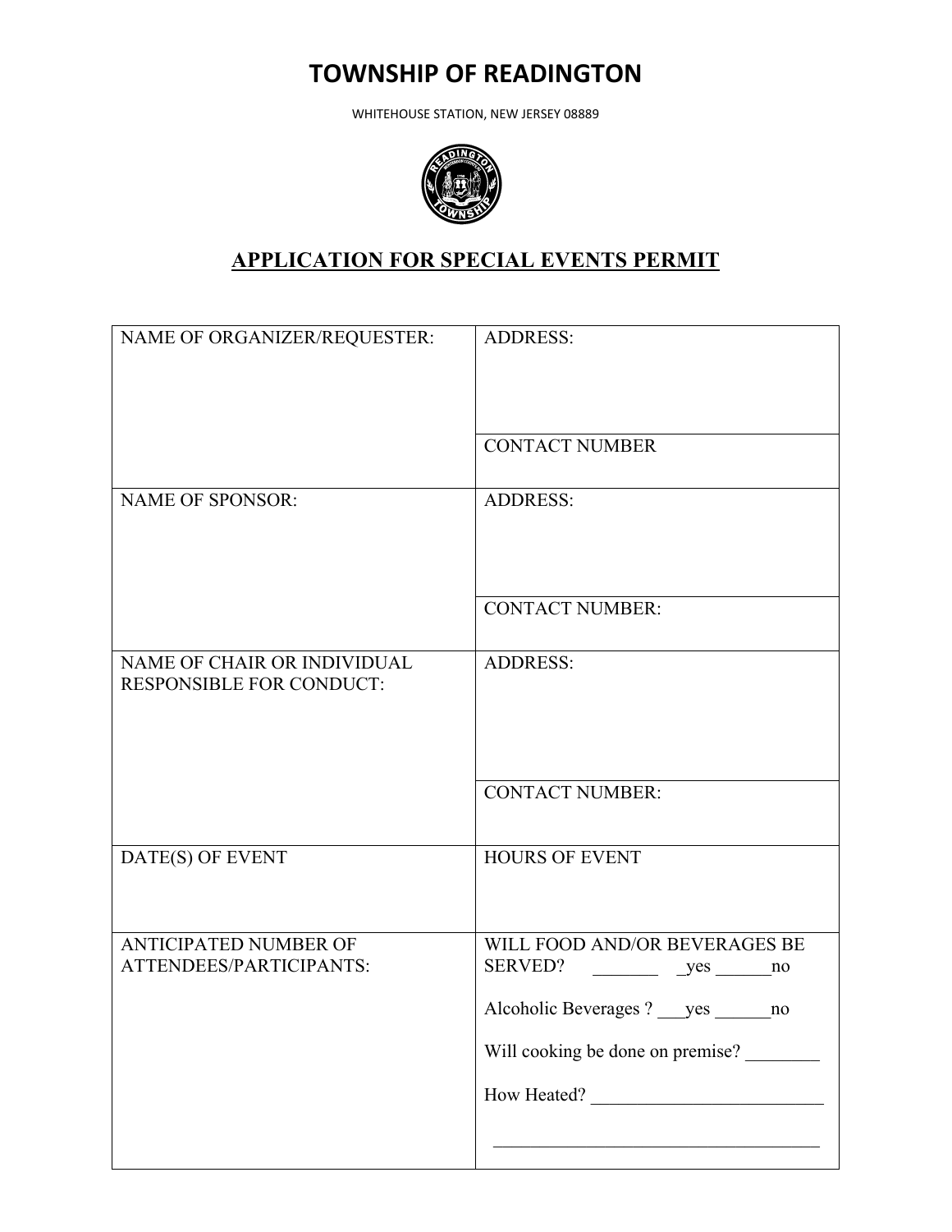# TOWNSHIP OF READINGTON

WHITEHOUSE STATION, NEW JERSEY 08889

## APPLICATION FOR SPECIAL EVENTS PERMIT

| | |
|---|---|
| NAME OF ORGANIZER/REQUESTER: | ADDRESS:<br><br>CONTACT NUMBER |
| NAME OF SPONSOR: | ADDRESS:<br><br>CONTACT NUMBER: |
| NAME OF CHAIR OR INDIVIDUAL RESPONSIBLE FOR CONDUCT: | ADDRESS:<br><br>CONTACT NUMBER: |
| DATE(S) OF EVENT | HOURS OF EVENT |
| ANTICIPATED NUMBER OF ATTENDEES/PARTICIPANTS: | WILL FOOD AND/OR BEVERAGES BE SERVED? _______ _yes ______no<br><br>Alcoholic Beverages ? ___yes ______no<br><br>Will cooking be done on premise? ________<br><br>How Heated? _________________________<br><br>___________________________________ |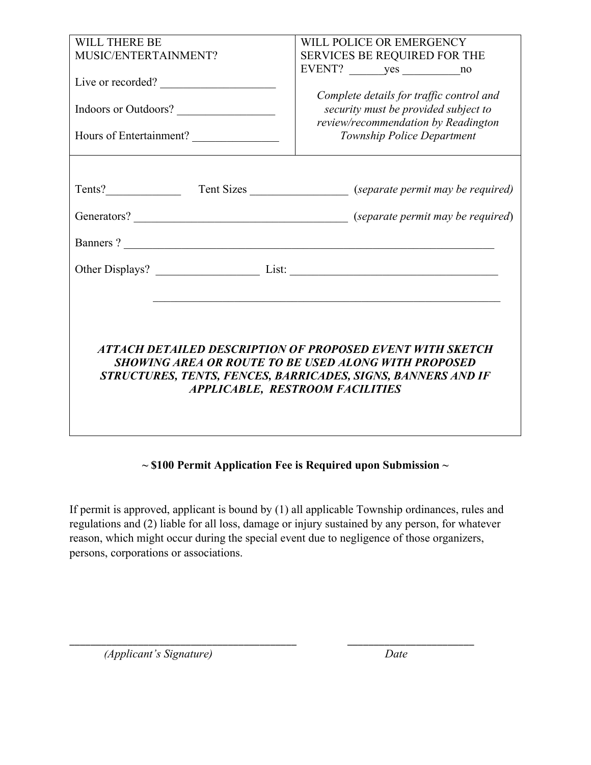| WILL THERE BE MUSIC/ENTERTAINMENT?<br><br>Live or recorded? ____________________<br><br>Indoors or Outdoors? _________________<br><br>Hours of Entertainment? _______________ | WILL POLICE OR EMERGENCY SERVICES BE REQUIRED FOR THE EVENT? ______yes __________no<br><br>*Complete details for traffic control and security must be provided subject to review/recommendation by Readington Township Police Department* |
|---|---|

Tents?_____________ Tent Sizes _________________ (*separate permit may be required)*

Generators? _____________________________________ (*separate permit may be required*)

Banners ? ___________________________________________________________________

Other Displays? __________________ List: _____________________________________

_______________________________________________________________

***ATTACH DETAILED DESCRIPTION OF PROPOSED EVENT WITH SKETCH SHOWING AREA OR ROUTE TO BE USED ALONG WITH PROPOSED STRUCTURES, TENTS, FENCES, BARRICADES, SIGNS, BANNERS AND IF APPLICABLE, RESTROOM FACILITIES***

**~ $100 Permit Application Fee is Required upon Submission ~**

If permit is approved, applicant is bound by (1) all applicable Township ordinances, rules and regulations and (2) liable for all loss, damage or injury sustained by any person, for whatever reason, which might occur during the special event due to negligence of those organizers, persons, corporations or associations.

________________________________________ ______________________

*(Applicant's Signature)* *Date*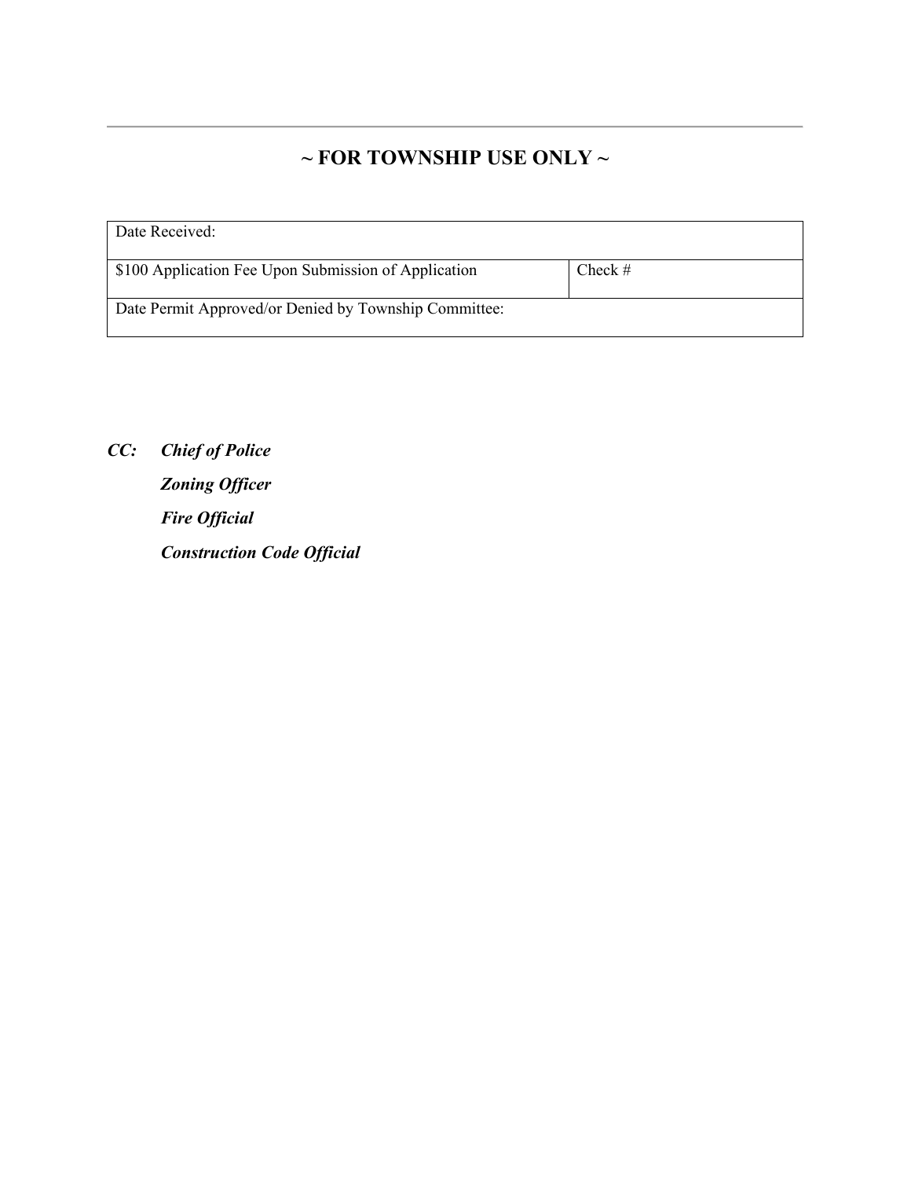---

## ~ FOR TOWNSHIP USE ONLY ~

| | |
|---|---|
| Date Received: | |
| $100 Application Fee Upon Submission of Application | Check # |
| Date Permit Approved/or Denied by Township Committee: | |

***CC:*** ***Chief of Police***

***Zoning Officer***

***Fire Official***

***Construction Code Official***